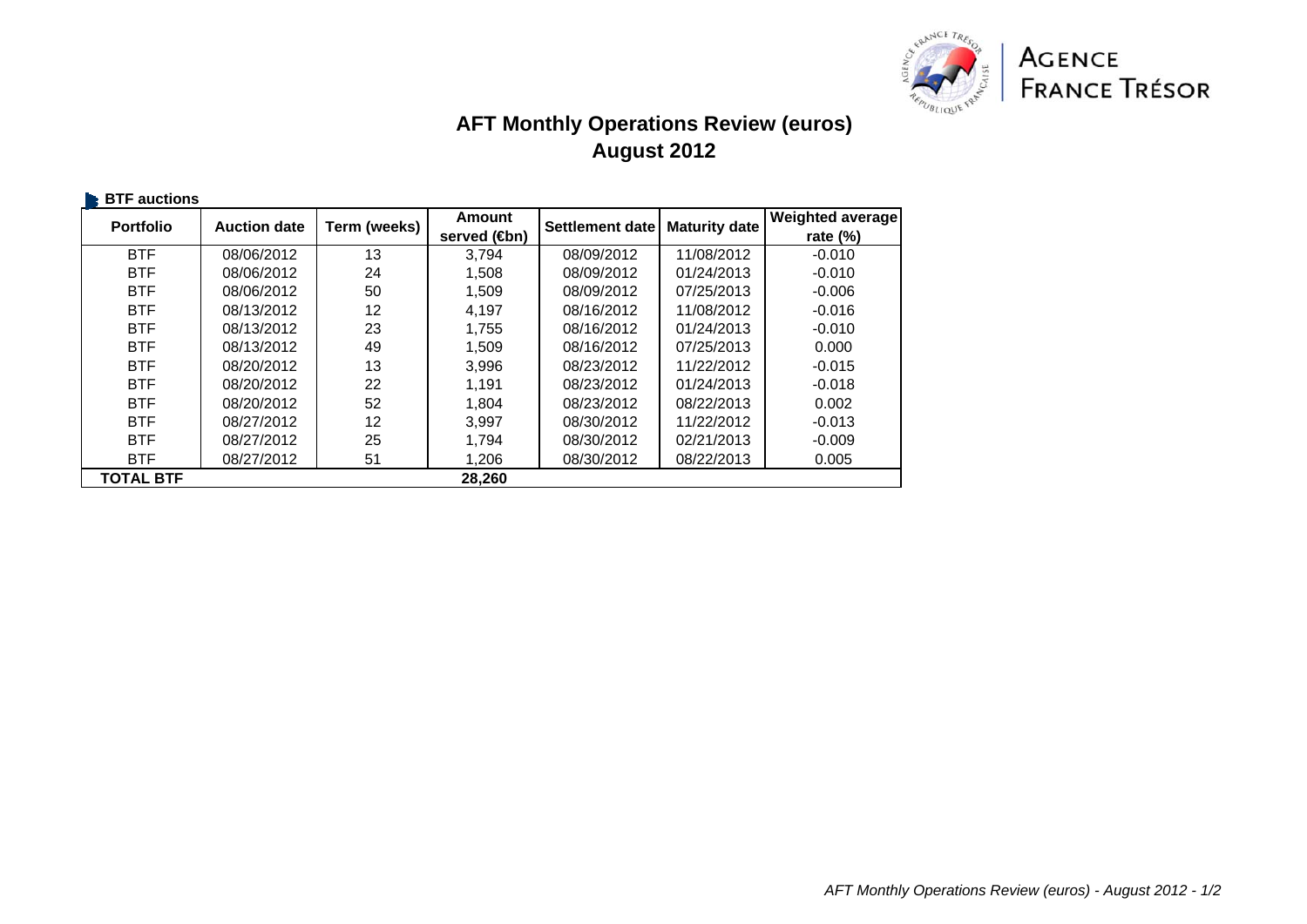AGENCE FRANCE TRÉSOR

# AFT Monthly Operations Review (euros)
## August 2012

**BTF auctions**

| Portfolio | Auction date | Term (weeks) | Amount served (€bn) | Settlement date | Maturity date | Weighted average rate (%) |
|---|---|---|---|---|---|---|
| BTF | 08/06/2012 | 13 | 3,794 | 08/09/2012 | 11/08/2012 | -0.010 |
| BTF | 08/06/2012 | 24 | 1,508 | 08/09/2012 | 01/24/2013 | -0.010 |
| BTF | 08/06/2012 | 50 | 1,509 | 08/09/2012 | 07/25/2013 | -0.006 |
| BTF | 08/13/2012 | 12 | 4,197 | 08/16/2012 | 11/08/2012 | -0.016 |
| BTF | 08/13/2012 | 23 | 1,755 | 08/16/2012 | 01/24/2013 | -0.010 |
| BTF | 08/13/2012 | 49 | 1,509 | 08/16/2012 | 07/25/2013 | 0.000 |
| BTF | 08/20/2012 | 13 | 3,996 | 08/23/2012 | 11/22/2012 | -0.015 |
| BTF | 08/20/2012 | 22 | 1,191 | 08/23/2012 | 01/24/2013 | -0.018 |
| BTF | 08/20/2012 | 52 | 1,804 | 08/23/2012 | 08/22/2013 | 0.002 |
| BTF | 08/27/2012 | 12 | 3,997 | 08/30/2012 | 11/22/2012 | -0.013 |
| BTF | 08/27/2012 | 25 | 1,794 | 08/30/2012 | 02/21/2013 | -0.009 |
| BTF | 08/27/2012 | 51 | 1,206 | 08/30/2012 | 08/22/2013 | 0.005 |
| **TOTAL BTF** | | | **28,260** | | | |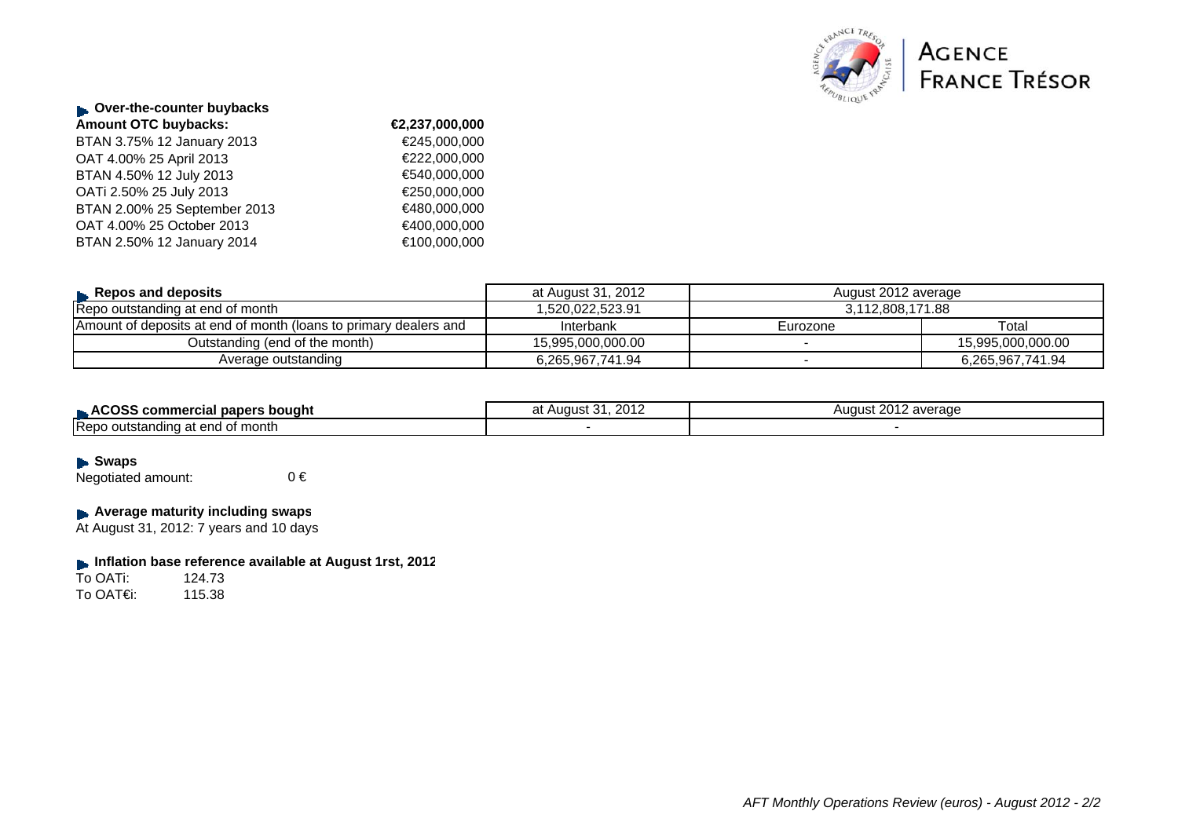### Over-the-counter buybacks

| | |
|---|---|
| **Amount OTC buybacks:** | **€2,237,000,000** |
| BTAN 3.75% 12 January 2013 | €245,000,000 |
| OAT 4.00% 25 April 2013 | €222,000,000 |
| BTAN 4.50% 12 July 2013 | €540,000,000 |
| OATi 2.50% 25 July 2013 | €250,000,000 |
| BTAN 2.00% 25 September 2013 | €480,000,000 |
| OAT 4.00% 25 October 2013 | €400,000,000 |
| BTAN 2.50% 12 January 2014 | €100,000,000 |

| **Repos and deposits** | at August 31, 2012 | August 2012 average | |
|---|---|---|---|
| Repo outstanding at end of month | 1,520,022,523.91 | 3,112,808,171.88 | |
| Amount of deposits at end of month (loans to primary dealers and | Interbank | Eurozone | Total |
| Outstanding (end of the month) | 15,995,000,000.00 | - | 15,995,000,000.00 |
| Average outstanding | 6,265,967,741.94 | - | 6,265,967,741.94 |

| **ACOSS commercial papers bought** | at August 31, 2012 | August 2012 average |
|---|---|---|
| Repo outstanding at end of month | - | - |

### Swaps

Negotiated amount: 0 €

### Average maturity including swaps

At August 31, 2012: 7 years and 10 days

### Inflation base reference available at August 1rst, 2012

| | |
|---|---|
| To OATi: | 124.73 |
| To OAT€i: | 115.38 |